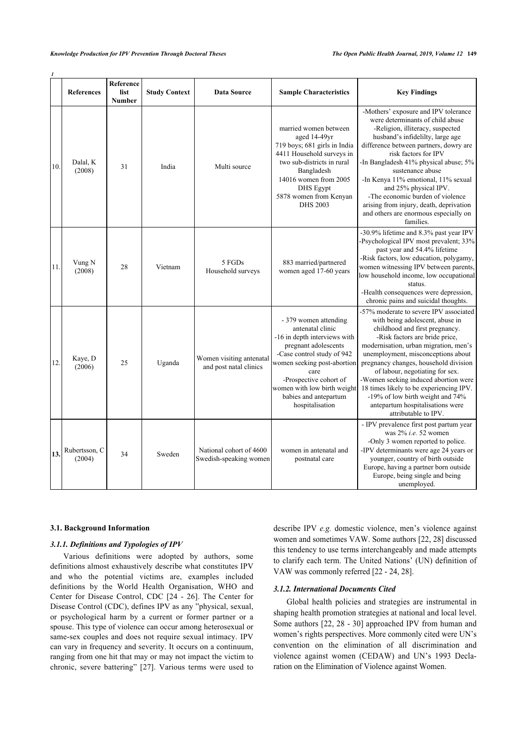| | References | Reference list Number | Study Context | Data Source | Sample Characteristics | Key Findings |
|---|---|---|---|---|---|---|
| 10. | Dalal, K (2008) | 31 | India | Multi source | married women between aged 14-49yr<br>719 boys; 681 girls in India<br>4411 Household surveys in two sub-districts in rural Bangladesh<br>14016 women from 2005 DHS Egypt<br>5878 women from Kenyan DHS 2003 | -Mothers' exposure and IPV tolerance were determinants of child abuse<br>-Religion, illiteracy, suspected husband's infidelilty, large age difference between partners, dowry are risk factors for IPV<br>-In Bangladesh 41% physical abuse; 5% sustenance abuse<br>-In Kenya 11% emotional, 11% sexual and 25% physical IPV.<br>-The economic burden of violence arising from injury, death, deprivation and others are enormous especially on families. |
| 11. | Vung N (2008) | 28 | Vietnam | 5 FGDs<br>Household surveys | 883 married/partnered women aged 17-60 years | -30.9% lifetime and 8.3% past year IPV<br>-Psychological IPV most prevalent; 33% past year and 54.4% lifetime<br>-Risk factors, low education, polygamy, women witnessing IPV between parents, low household income, low occupational status.<br>-Health consequences were depression, chronic pains and suicidal thoughts. |
| 12. | Kaye, D (2006) | 25 | Uganda | Women visiting antenatal and post natal clinics | - 379 women attending antenatal clinic<br>-16 in depth interviews with pregnant adolescents<br>-Case control study of 942 women seeking post-abortion care<br>-Prospective cohort of women with low birth weight babies and antepartum hospitalisation | -57% moderate to severe IPV associated with being adolescent, abuse in childhood and first pregnancy.<br>-Risk factors are bride price, modernisation, urban migration, men's unemployment, misconceptions about pregnancy changes, household division of labour, negotiating for sex.<br>-Women seeking induced abortion were 18 times likely to be experiencing IPV.<br>-19% of low birth weight and 74% antepartum hospitalisations were attributable to IPV. |
| **13.** | Rubertsson, C (2004) | 34 | Sweden | National cohort of 4600 Swedish-speaking women | women in antenatal and postnatal care | - IPV prevalence first post partum year was 2% *i.e.* 52 women<br>-Only 3 women reported to police.<br>-IPV determinants were age 24 years or younger, country of birth outside Europe, having a partner born outside Europe, being single and being unemployed. |

### 3.1. Background Information

#### *3.1.1. Definitions and Typologies of IPV*

Various definitions were adopted by authors, some definitions almost exhaustively describe what constitutes IPV and who the potential victims are, examples included definitions by the World Health Organisation, WHO and Center for Disease Control, CDC [24 - 26]. The Center for Disease Control (CDC), defines IPV as any "physical, sexual, or psychological harm by a current or former partner or a spouse. This type of violence can occur among heterosexual or same-sex couples and does not require sexual intimacy. IPV can vary in frequency and severity. It occurs on a continuum, ranging from one hit that may or may not impact the victim to chronic, severe battering" [27]. Various terms were used to describe IPV *e.g.* domestic violence, men's violence against women and sometimes VAW. Some authors [22, 28] discussed this tendency to use terms interchangeably and made attempts to clarify each term. The United Nations' (UN) definition of VAW was commonly referred [22 - 24, 28].

#### *3.1.2. International Documents Cited*

Global health policies and strategies are instrumental in shaping health promotion strategies at national and local level. Some authors [22, 28 - 30] approached IPV from human and women's rights perspectives. More commonly cited were UN's convention on the elimination of all discrimination and violence against women (CEDAW) and UN's 1993 Declaration on the Elimination of Violence against Women.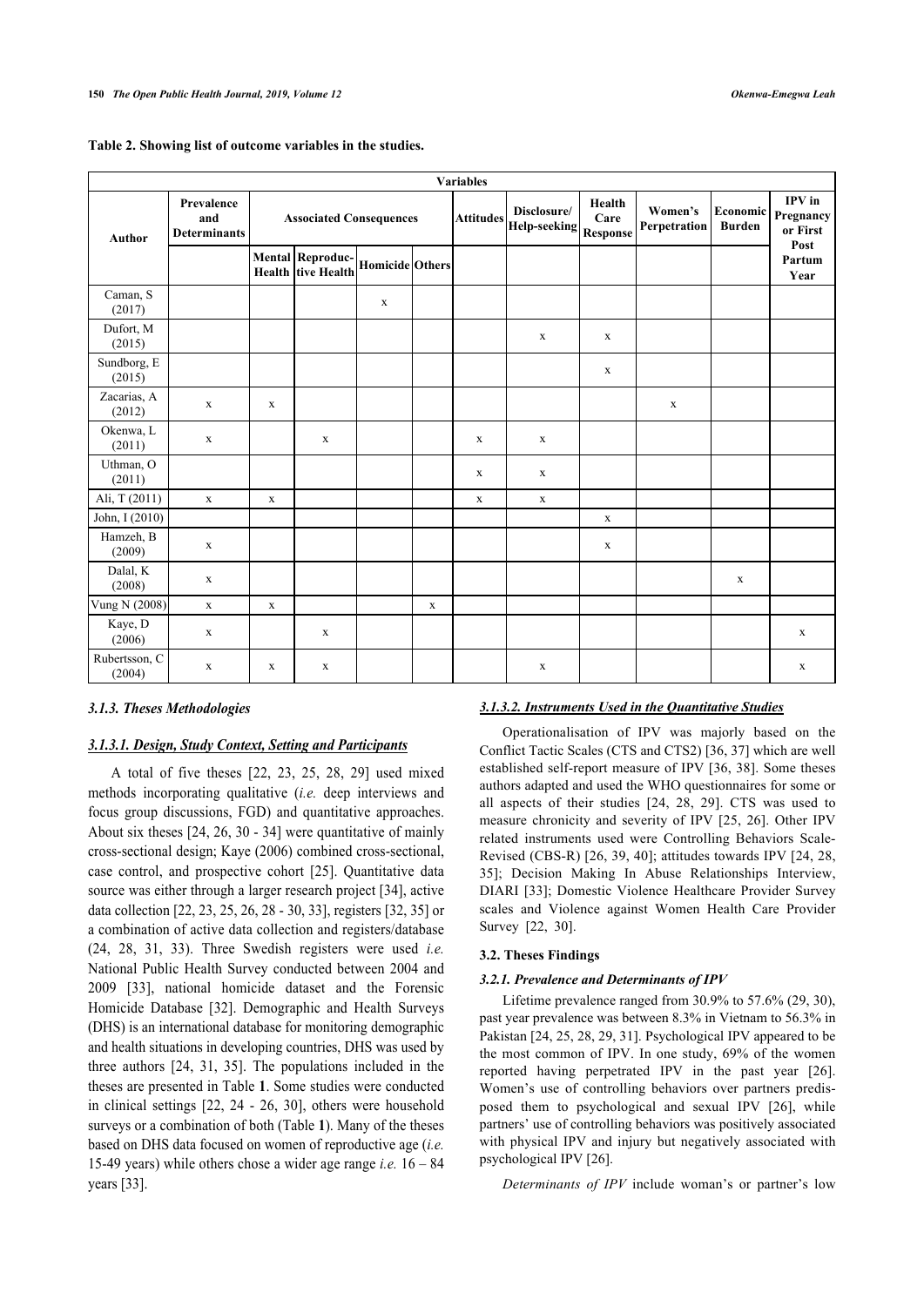**Table 2. Showing list of outcome variables in the studies.**

| Author | Prevalence and Determinants | Associated Consequences | | | | Attitudes | Disclosure/ Help-seeking | Health Care Response | Women's Perpetration | Economic Burden | IPV in Pregnancy or First Post Partum Year |
|---|---|---|---|---|---|---|---|---|---|---|---|
| | | Mental Health | Reproductive Health | Homicide | Others | | | | | | |
| Caman, S (2017) | | | | x | | | | | | | |
| Dufort, M (2015) | | | | | | | x | x | | | |
| Sundborg, E (2015) | | | | | | | | x | | | |
| Zacarias, A (2012) | x | x | | | | | | | x | | |
| Okenwa, L (2011) | x | | x | | | x | x | | | | |
| Uthman, O (2011) | | | | | | x | x | | | | |
| Ali, T (2011) | x | x | | | | x | x | | | | |
| John, I (2010) | | | | | | | | x | | | |
| Hamzeh, B (2009) | x | | | | | | | x | | | |
| Dalal, K (2008) | x | | | | | | | | | x | |
| Vung N (2008) | x | x | | | x | | | | | | |
| Kaye, D (2006) | x | | x | | | | | | | | x |
| Rubertsson, C (2004) | x | x | x | | | | x | | | | x |

### *3.1.3. Theses Methodologies*

#### *3.1.3.1. Design, Study Context, Setting and Participants*

A total of five theses [22, 23, 25, 28, 29] used mixed methods incorporating qualitative (*i.e.* deep interviews and focus group discussions, FGD) and quantitative approaches. About six theses [24, 26, 30 - 34] were quantitative of mainly cross-sectional design; Kaye (2006) combined cross-sectional, case control, and prospective cohort [25]. Quantitative data source was either through a larger research project [34], active data collection [22, 23, 25, 26, 28 - 30, 33], registers [32, 35] or a combination of active data collection and registers/database (24, 28, 31, 33). Three Swedish registers were used *i.e.* National Public Health Survey conducted between 2004 and 2009 [33], national homicide dataset and the Forensic Homicide Database [32]. Demographic and Health Surveys (DHS) is an international database for monitoring demographic and health situations in developing countries, DHS was used by three authors [24, 31, 35]. The populations included in the theses are presented in Table **1**. Some studies were conducted in clinical settings [22, 24 - 26, 30], others were household surveys or a combination of both (Table **1**). Many of the theses based on DHS data focused on women of reproductive age (*i.e.* 15-49 years) while others chose a wider age range *i.e.* 16 – 84 years [33].

#### *3.1.3.2. Instruments Used in the Quantitative Studies*

Operationalisation of IPV was majorly based on the Conflict Tactic Scales (CTS and CTS2) [36, 37] which are well established self-report measure of IPV [36, 38]. Some theses authors adapted and used the WHO questionnaires for some or all aspects of their studies [24, 28, 29]. CTS was used to measure chronicity and severity of IPV [25, 26]. Other IPV related instruments used were Controlling Behaviors Scale-Revised (CBS-R) [26, 39, 40]; attitudes towards IPV [24, 28, 35]; Decision Making In Abuse Relationships Interview, DIARI [33]; Domestic Violence Healthcare Provider Survey scales and Violence against Women Health Care Provider Survey [22, 30].

### 3.2. Theses Findings

#### *3.2.1. Prevalence and Determinants of IPV*

Lifetime prevalence ranged from 30.9% to 57.6% (29, 30), past year prevalence was between 8.3% in Vietnam to 56.3% in Pakistan [24, 25, 28, 29, 31]. Psychological IPV appeared to be the most common of IPV. In one study, 69% of the women reported having perpetrated IPV in the past year [26]. Women's use of controlling behaviors over partners predisposed them to psychological and sexual IPV [26], while partners' use of controlling behaviors was positively associated with physical IPV and injury but negatively associated with psychological IPV [26].

*Determinants of IPV* include woman's or partner's low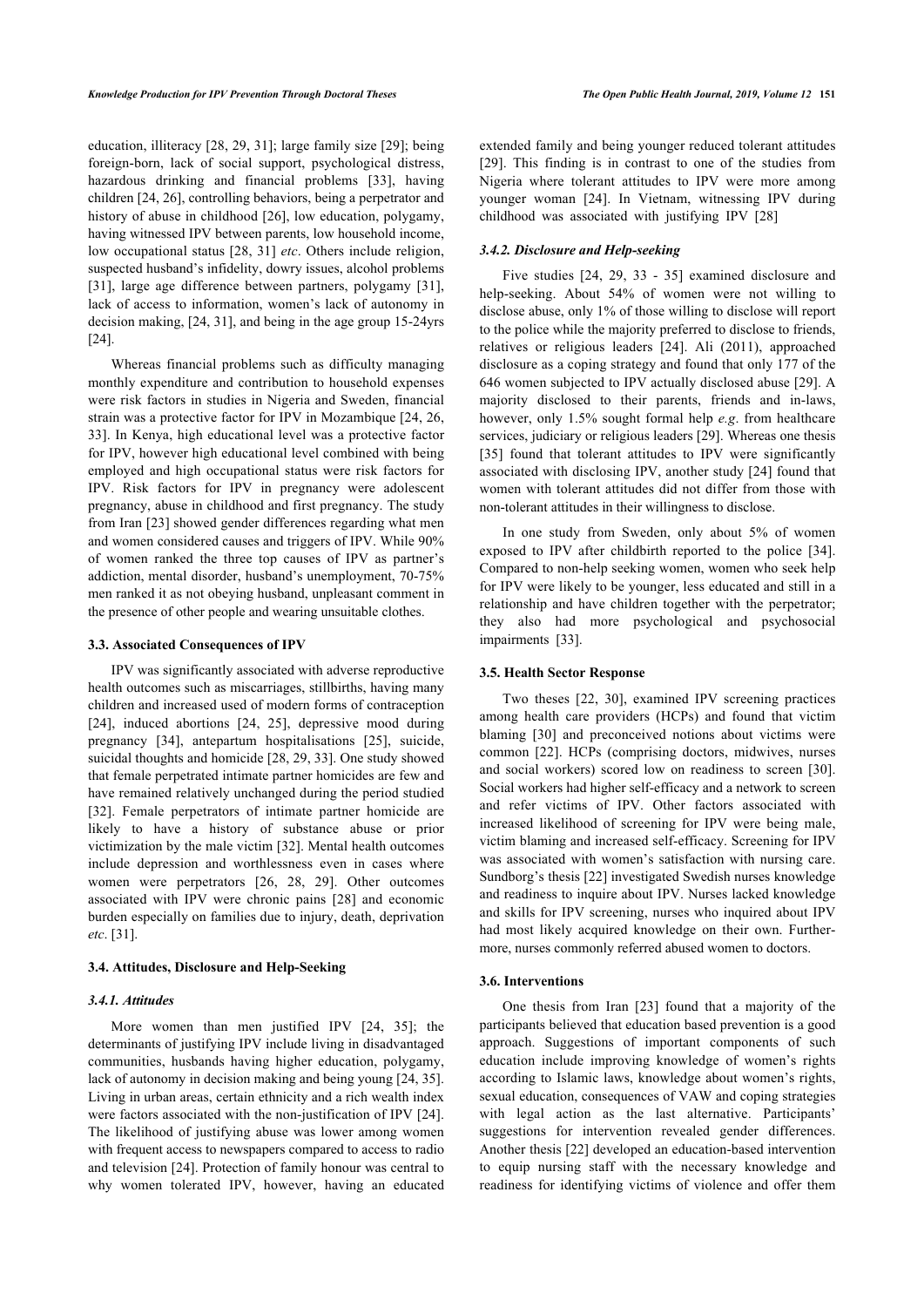education, illiteracy [28, 29, 31]; large family size [29]; being foreign-born, lack of social support, psychological distress, hazardous drinking and financial problems [33], having children [24, 26], controlling behaviors, being a perpetrator and history of abuse in childhood [26], low education, polygamy, having witnessed IPV between parents, low household income, low occupational status [28, 31] *etc*. Others include religion, suspected husband's infidelity, dowry issues, alcohol problems [31], large age difference between partners, polygamy [31], lack of access to information, women's lack of autonomy in decision making, [24, 31], and being in the age group 15-24yrs [24].

Whereas financial problems such as difficulty managing monthly expenditure and contribution to household expenses were risk factors in studies in Nigeria and Sweden, financial strain was a protective factor for IPV in Mozambique [24, 26, 33]. In Kenya, high educational level was a protective factor for IPV, however high educational level combined with being employed and high occupational status were risk factors for IPV. Risk factors for IPV in pregnancy were adolescent pregnancy, abuse in childhood and first pregnancy. The study from Iran [23] showed gender differences regarding what men and women considered causes and triggers of IPV. While 90% of women ranked the three top causes of IPV as partner's addiction, mental disorder, husband's unemployment, 70-75% men ranked it as not obeying husband, unpleasant comment in the presence of other people and wearing unsuitable clothes.

### 3.3. Associated Consequences of IPV

IPV was significantly associated with adverse reproductive health outcomes such as miscarriages, stillbirths, having many children and increased used of modern forms of contraception [24], induced abortions [24, 25], depressive mood during pregnancy [34], antepartum hospitalisations [25], suicide, suicidal thoughts and homicide [28, 29, 33]. One study showed that female perpetrated intimate partner homicides are few and have remained relatively unchanged during the period studied [32]. Female perpetrators of intimate partner homicide are likely to have a history of substance abuse or prior victimization by the male victim [32]. Mental health outcomes include depression and worthlessness even in cases where women were perpetrators [26, 28, 29]. Other outcomes associated with IPV were chronic pains [28] and economic burden especially on families due to injury, death, deprivation *etc*. [31].

### 3.4. Attitudes, Disclosure and Help-Seeking

#### *3.4.1. Attitudes*

More women than men justified IPV [24, 35]; the determinants of justifying IPV include living in disadvantaged communities, husbands having higher education, polygamy, lack of autonomy in decision making and being young [24, 35]. Living in urban areas, certain ethnicity and a rich wealth index were factors associated with the non-justification of IPV [24]. The likelihood of justifying abuse was lower among women with frequent access to newspapers compared to access to radio and television [24]. Protection of family honour was central to why women tolerated IPV, however, having an educated extended family and being younger reduced tolerant attitudes [29]. This finding is in contrast to one of the studies from Nigeria where tolerant attitudes to IPV were more among younger woman [24]. In Vietnam, witnessing IPV during childhood was associated with justifying IPV [28]

#### *3.4.2. Disclosure and Help-seeking*

Five studies [24, 29, 33 - 35] examined disclosure and help-seeking. About 54% of women were not willing to disclose abuse, only 1% of those willing to disclose will report to the police while the majority preferred to disclose to friends, relatives or religious leaders [24]. Ali (2011), approached disclosure as a coping strategy and found that only 177 of the 646 women subjected to IPV actually disclosed abuse [29]. A majority disclosed to their parents, friends and in-laws, however, only 1.5% sought formal help *e.g*. from healthcare services, judiciary or religious leaders [29]. Whereas one thesis [35] found that tolerant attitudes to IPV were significantly associated with disclosing IPV, another study [24] found that women with tolerant attitudes did not differ from those with non-tolerant attitudes in their willingness to disclose.

In one study from Sweden, only about 5% of women exposed to IPV after childbirth reported to the police [34]. Compared to non-help seeking women, women who seek help for IPV were likely to be younger, less educated and still in a relationship and have children together with the perpetrator; they also had more psychological and psychosocial impairments [33].

### 3.5. Health Sector Response

Two theses [22, 30], examined IPV screening practices among health care providers (HCPs) and found that victim blaming [30] and preconceived notions about victims were common [22]. HCPs (comprising doctors, midwives, nurses and social workers) scored low on readiness to screen [30]. Social workers had higher self-efficacy and a network to screen and refer victims of IPV. Other factors associated with increased likelihood of screening for IPV were being male, victim blaming and increased self-efficacy. Screening for IPV was associated with women's satisfaction with nursing care. Sundborg's thesis [22] investigated Swedish nurses knowledge and readiness to inquire about IPV. Nurses lacked knowledge and skills for IPV screening, nurses who inquired about IPV had most likely acquired knowledge on their own. Furthermore, nurses commonly referred abused women to doctors.

### 3.6. Interventions

One thesis from Iran [23] found that a majority of the participants believed that education based prevention is a good approach. Suggestions of important components of such education include improving knowledge of women's rights according to Islamic laws, knowledge about women's rights, sexual education, consequences of VAW and coping strategies with legal action as the last alternative. Participants' suggestions for intervention revealed gender differences. Another thesis [22] developed an education-based intervention to equip nursing staff with the necessary knowledge and readiness for identifying victims of violence and offer them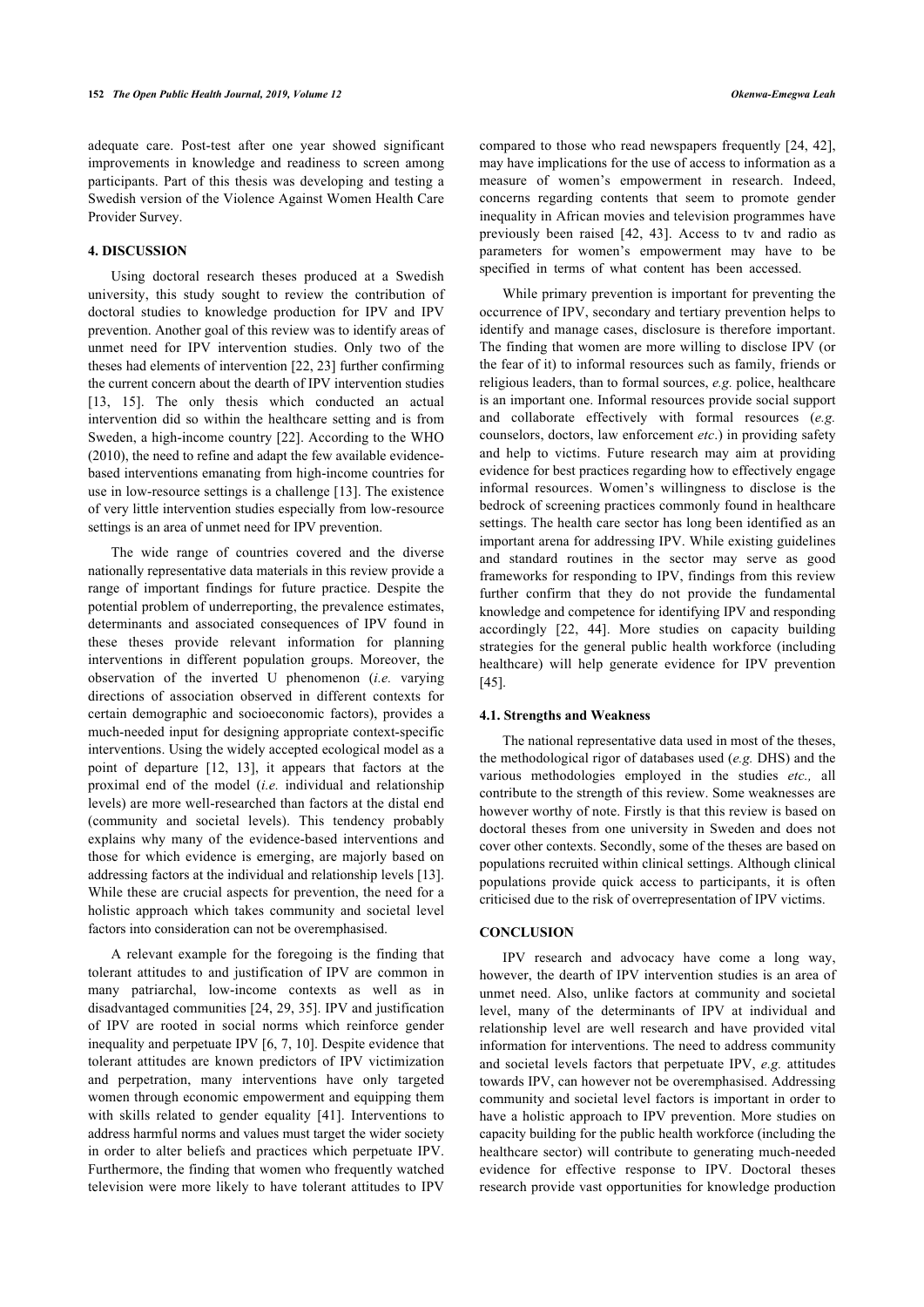adequate care. Post-test after one year showed significant improvements in knowledge and readiness to screen among participants. Part of this thesis was developing and testing a Swedish version of the Violence Against Women Health Care Provider Survey.

## 4. DISCUSSION

Using doctoral research theses produced at a Swedish university, this study sought to review the contribution of doctoral studies to knowledge production for IPV and IPV prevention. Another goal of this review was to identify areas of unmet need for IPV intervention studies. Only two of the theses had elements of intervention [22, 23] further confirming the current concern about the dearth of IPV intervention studies [13, 15]. The only thesis which conducted an actual intervention did so within the healthcare setting and is from Sweden, a high-income country [22]. According to the WHO (2010), the need to refine and adapt the few available evidence-based interventions emanating from high-income countries for use in low-resource settings is a challenge [13]. The existence of very little intervention studies especially from low-resource settings is an area of unmet need for IPV prevention.

The wide range of countries covered and the diverse nationally representative data materials in this review provide a range of important findings for future practice. Despite the potential problem of underreporting, the prevalence estimates, determinants and associated consequences of IPV found in these theses provide relevant information for planning interventions in different population groups. Moreover, the observation of the inverted U phenomenon (*i.e.* varying directions of association observed in different contexts for certain demographic and socioeconomic factors), provides a much-needed input for designing appropriate context-specific interventions. Using the widely accepted ecological model as a point of departure [12, 13], it appears that factors at the proximal end of the model (*i.e.* individual and relationship levels) are more well-researched than factors at the distal end (community and societal levels). This tendency probably explains why many of the evidence-based interventions and those for which evidence is emerging, are majorly based on addressing factors at the individual and relationship levels [13]. While these are crucial aspects for prevention, the need for a holistic approach which takes community and societal level factors into consideration can not be overemphasised.

A relevant example for the foregoing is the finding that tolerant attitudes to and justification of IPV are common in many patriarchal, low-income contexts as well as in disadvantaged communities [24, 29, 35]. IPV and justification of IPV are rooted in social norms which reinforce gender inequality and perpetuate IPV [6, 7, 10]. Despite evidence that tolerant attitudes are known predictors of IPV victimization and perpetration, many interventions have only targeted women through economic empowerment and equipping them with skills related to gender equality [41]. Interventions to address harmful norms and values must target the wider society in order to alter beliefs and practices which perpetuate IPV. Furthermore, the finding that women who frequently watched television were more likely to have tolerant attitudes to IPV compared to those who read newspapers frequently [24, 42], may have implications for the use of access to information as a measure of women's empowerment in research. Indeed, concerns regarding contents that seem to promote gender inequality in African movies and television programmes have previously been raised [42, 43]. Access to tv and radio as parameters for women's empowerment may have to be specified in terms of what content has been accessed.

While primary prevention is important for preventing the occurrence of IPV, secondary and tertiary prevention helps to identify and manage cases, disclosure is therefore important. The finding that women are more willing to disclose IPV (or the fear of it) to informal resources such as family, friends or religious leaders, than to formal sources, *e.g.* police, healthcare is an important one. Informal resources provide social support and collaborate effectively with formal resources (*e.g.* counselors, doctors, law enforcement *etc*.) in providing safety and help to victims. Future research may aim at providing evidence for best practices regarding how to effectively engage informal resources. Women's willingness to disclose is the bedrock of screening practices commonly found in healthcare settings. The health care sector has long been identified as an important arena for addressing IPV. While existing guidelines and standard routines in the sector may serve as good frameworks for responding to IPV, findings from this review further confirm that they do not provide the fundamental knowledge and competence for identifying IPV and responding accordingly [22, 44]. More studies on capacity building strategies for the general public health workforce (including healthcare) will help generate evidence for IPV prevention [45].

### 4.1. Strengths and Weakness

The national representative data used in most of the theses, the methodological rigor of databases used (*e.g.* DHS) and the various methodologies employed in the studies *etc.,* all contribute to the strength of this review. Some weaknesses are however worthy of note. Firstly is that this review is based on doctoral theses from one university in Sweden and does not cover other contexts. Secondly, some of the theses are based on populations recruited within clinical settings. Although clinical populations provide quick access to participants, it is often criticised due to the risk of overrepresentation of IPV victims.

## CONCLUSION

IPV research and advocacy have come a long way, however, the dearth of IPV intervention studies is an area of unmet need. Also, unlike factors at community and societal level, many of the determinants of IPV at individual and relationship level are well research and have provided vital information for interventions. The need to address community and societal levels factors that perpetuate IPV, *e.g.* attitudes towards IPV, can however not be overemphasised. Addressing community and societal level factors is important in order to have a holistic approach to IPV prevention. More studies on capacity building for the public health workforce (including the healthcare sector) will contribute to generating much-needed evidence for effective response to IPV. Doctoral theses research provide vast opportunities for knowledge production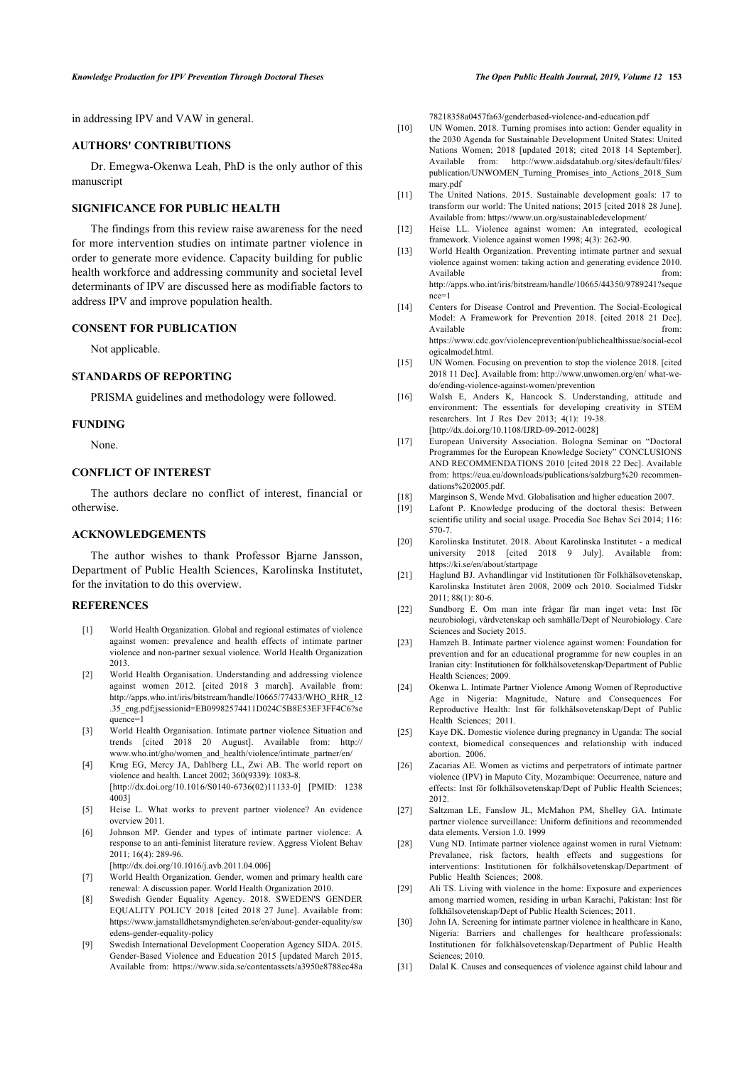in addressing IPV and VAW in general.

## AUTHORS' CONTRIBUTIONS

Dr. Emegwa-Okenwa Leah, PhD is the only author of this manuscript

## SIGNIFICANCE FOR PUBLIC HEALTH

The findings from this review raise awareness for the need for more intervention studies on intimate partner violence in order to generate more evidence. Capacity building for public health workforce and addressing community and societal level determinants of IPV are discussed here as modifiable factors to address IPV and improve population health.

## CONSENT FOR PUBLICATION

Not applicable.

## STANDARDS OF REPORTING

PRISMA guidelines and methodology were followed.

## FUNDING

None.

## CONFLICT OF INTEREST

The authors declare no conflict of interest, financial or otherwise.

## ACKNOWLEDGEMENTS

The author wishes to thank Professor Bjarne Jansson, Department of Public Health Sciences, Karolinska Institutet, for the invitation to do this overview.

## REFERENCES

- [1] World Health Organization. Global and regional estimates of violence against women: prevalence and health effects of intimate partner violence and non-partner sexual violence. World Health Organization 2013.
- [2] World Health Organisation. Understanding and addressing violence against women 2012. [cited 2018 3 march]. Available from: http://apps.who.int/iris/bitstream/handle/10665/77433/WHO_RHR_12.35_eng.pdf;jsessionid=EB09982574411D024C5B8E53EF3FF4C6?sequence=1
- [3] World Health Organisation. Intimate partner violence Situation and trends [cited 2018 20 August]. Available from: http://www.who.int/gho/women_and_health/violence/intimate_partner/en/
- [4] Krug EG, Mercy JA, Dahlberg LL, Zwi AB. The world report on violence and health. Lancet 2002; 360(9339): 1083-8. [http://dx.doi.org/10.1016/S0140-6736(02)11133-0] [PMID: 12384003]
- [5] Heise L. What works to prevent partner violence? An evidence overview 2011.
- [6] Johnson MP. Gender and types of intimate partner violence: A response to an anti-feminist literature review. Aggress Violent Behav 2011; 16(4): 289-96. [http://dx.doi.org/10.1016/j.avb.2011.04.006]
- [7] World Health Organization. Gender, women and primary health care renewal: A discussion paper. World Health Organization 2010.
- [8] Swedish Gender Equality Agency. 2018. SWEDEN'S GENDER EQUALITY POLICY 2018 [cited 2018 27 June]. Available from: https://www.jamstalldhetsmyndigheten.se/en/about-gender-equality/swedens-gender-equality-policy
- [9] Swedish International Development Cooperation Agency SIDA. 2015. Gender-Based Violence and Education 2015 [updated March 2015. Available from: https://www.sida.se/contentassets/a3950e8788ec48a78218358a0457fa63/genderbased-violence-and-education.pdf
- [10] UN Women. 2018. Turning promises into action: Gender equality in the 2030 Agenda for Sustainable Development United States: United Nations Women; 2018 [updated 2018; cited 2018 14 September]. Available from: http://www.aidsdatahub.org/sites/default/files/publication/UNWOMEN_Turning_Promises_into_Actions_2018_Summary.pdf
- [11] The United Nations. 2015. Sustainable development goals: 17 to transform our world: The United nations; 2015 [cited 2018 28 June]. Available from: https://www.un.org/sustainabledevelopment/
- [12] Heise LL. Violence against women: An integrated, ecological framework. Violence against women 1998; 4(3): 262-90.
- [13] World Health Organization. Preventing intimate partner and sexual violence against women: taking action and generating evidence 2010. Available from: http://apps.who.int/iris/bitstream/handle/10665/44350/9789241?sequence=1
- [14] Centers for Disease Control and Prevention. The Social-Ecological Model: A Framework for Prevention 2018. [cited 2018 21 Dec]. Available from: https://www.cdc.gov/violenceprevention/publichealthissue/social-ecologicalmodel.html.
- [15] UN Women. Focusing on prevention to stop the violence 2018. [cited 2018 11 Dec]. Available from: http://www.unwomen.org/en/ what-we-do/ending-violence-against-women/prevention
- [16] Walsh E, Anders K, Hancock S. Understanding, attitude and environment: The essentials for developing creativity in STEM researchers. Int J Res Dev 2013; 4(1): 19-38. [http://dx.doi.org/10.1108/IJRD-09-2012-0028]
- [17] European University Association. Bologna Seminar on "Doctoral Programmes for the European Knowledge Society" CONCLUSIONS AND RECOMMENDATIONS 2010 [cited 2018 22 Dec]. Available from: https://eua.eu/downloads/publications/salzburg%20recommendations%202005.pdf.
- [18] Marginson S, Wende Mvd. Globalisation and higher education 2007.
- [19] Lafont P. Knowledge producing of the doctoral thesis: Between scientific utility and social usage. Procedia Soc Behav Sci 2014; 116: 570-7.
- [20] Karolinska Institutet. 2018. About Karolinska Institutet - a medical university 2018 [cited 2018 9 July]. Available from: https://ki.se/en/about/startpage
- [21] Haglund BJ. Avhandlingar vid Institutionen för Folkhälsovetenskap, Karolinska Institutet åren 2008, 2009 och 2010. Socialmed Tidskr 2011; 88(1): 80-6.
- [22] Sundborg E. Om man inte frågar får man inget veta: Inst för neurobiologi, vårdvetenskap och samhälle/Dept of Neurobiology. Care Sciences and Society 2015.
- [23] Hamzeh B. Intimate partner violence against women: Foundation for prevention and for an educational programme for new couples in an Iranian city: Institutionen för folkhälsovetenskap/Department of Public Health Sciences; 2009.
- [24] Okenwa L. Intimate Partner Violence Among Women of Reproductive Age in Nigeria: Magnitude, Nature and Consequences For Reproductive Health: Inst för folkhälsovetenskap/Dept of Public Health Sciences; 2011.
- [25] Kaye DK. Domestic violence during pregnancy in Uganda: The social context, biomedical consequences and relationship with induced abortion. 2006.
- [26] Zacarias AE. Women as victims and perpetrators of intimate partner violence (IPV) in Maputo City, Mozambique: Occurrence, nature and effects: Inst för folkhälsovetenskap/Dept of Public Health Sciences; 2012.
- [27] Saltzman LE, Fanslow JL, McMahon PM, Shelley GA. Intimate partner violence surveillance: Uniform definitions and recommended data elements. Version 1.0. 1999
- [28] Vung ND. Intimate partner violence against women in rural Vietnam: Prevalance, risk factors, health effects and suggestions for interventions: Institutionen för folkhälsovetenskap/Department of Public Health Sciences; 2008.
- [29] Ali TS. Living with violence in the home: Exposure and experiences among married women, residing in urban Karachi, Pakistan: Inst för folkhälsovetenskap/Dept of Public Health Sciences; 2011.
- [30] John IA. Screening for intimate partner violence in healthcare in Kano, Nigeria: Barriers and challenges for healthcare professionals: Institutionen för folkhälsovetenskap/Department of Public Health Sciences; 2010.
- [31] Dalal K. Causes and consequences of violence against child labour and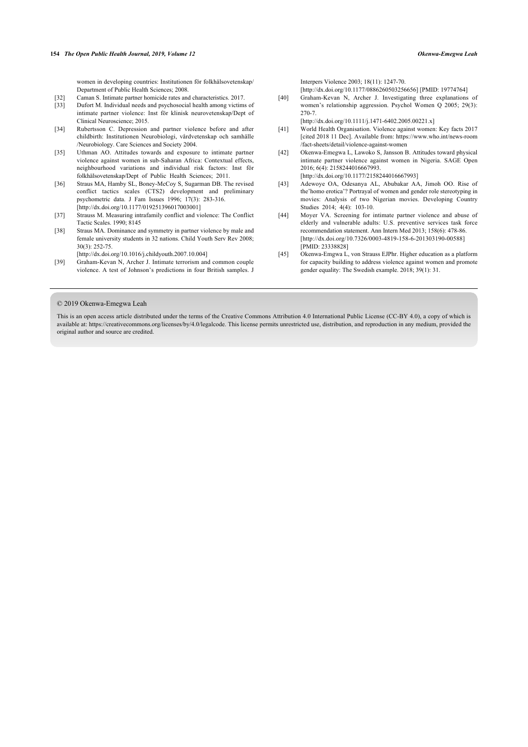women in developing countries: Institutionen för folkhälsovetenskap/ Department of Public Health Sciences; 2008.

[32] Caman S. Intimate partner homicide rates and characteristics. 2017.

[33] Dufort M. Individual needs and psychosocial health among victims of intimate partner violence: Inst för klinisk neurovetenskap/Dept of Clinical Neuroscience; 2015.

[34] Rubertsson C. Depression and partner violence before and after childbirth: Institutionen Neurobiologi, vårdvetenskap och samhälle /Neurobiology. Care Sciences and Society 2004.

[35] Uthman AO. Attitudes towards and exposure to intimate partner violence against women in sub-Saharan Africa: Contextual effects, neighbourhood variations and individual risk factors: Inst för folkhälsovetenskap/Dept of Public Health Sciences; 2011.

[36] Straus MA, Hamby SL, Boney-McCoy S, Sugarman DB. The revised conflict tactics scales (CTS2) development and preliminary psychometric data. J Fam Issues 1996; 17(3): 283-316. [http://dx.doi.org/10.1177/019251396017003001]

[37] Strauss M. Measuring intrafamily conflict and violence: The Conflict Tactic Scales. 1990; 8145

[38] Straus MA. Dominance and symmetry in partner violence by male and female university students in 32 nations. Child Youth Serv Rev 2008; 30(3): 252-75. [http://dx.doi.org/10.1016/j.childyouth.2007.10.004]

[39] Graham-Kevan N, Archer J. Intimate terrorism and common couple violence. A test of Johnson's predictions in four British samples. J Interpers Violence 2003; 18(11): 1247-70. [http://dx.doi.org/10.1177/0886260503256656] [PMID: 19774764]

[40] Graham-Kevan N, Archer J. Investigating three explanations of women's relationship aggression. Psychol Women Q 2005; 29(3): 270-7. [http://dx.doi.org/10.1111/j.1471-6402.2005.00221.x]

[41] World Health Organisation. Violence against women: Key facts 2017 [cited 2018 11 Dec]. Available from: https://www.who.int/news-room /fact-sheets/detail/violence-against-women

[42] Okenwa-Emegwa L, Lawoko S, Jansson B. Attitudes toward physical intimate partner violence against women in Nigeria. SAGE Open 2016; 6(4): 2158244016667993. [http://dx.doi.org/10.1177/2158244016667993]

[43] Adewoye OA, Odesanya AL, Abubakar AA, Jimoh OO. Rise of the'homo erotica'? Portrayal of women and gender role stereotyping in movies: Analysis of two Nigerian movies. Developing Country Studies 2014; 4(4): 103-10.

[44] Moyer VA. Screening for intimate partner violence and abuse of elderly and vulnerable adults: U.S. preventive services task force recommendation statement. Ann Intern Med 2013; 158(6): 478-86. [http://dx.doi.org/10.7326/0003-4819-158-6-201303190-00588] [PMID: 23338828]

[45] Okenwa-Emgwa L, von Strauss EJPhr. Higher education as a platform for capacity building to address violence against women and promote gender equality: The Swedish example. 2018; 39(1): 31.

© 2019 Okenwa-Emegwa Leah

This is an open access article distributed under the terms of the Creative Commons Attribution 4.0 International Public License (CC-BY 4.0), a copy of which is available at: https://creativecommons.org/licenses/by/4.0/legalcode. This license permits unrestricted use, distribution, and reproduction in any medium, provided the original author and source are credited.